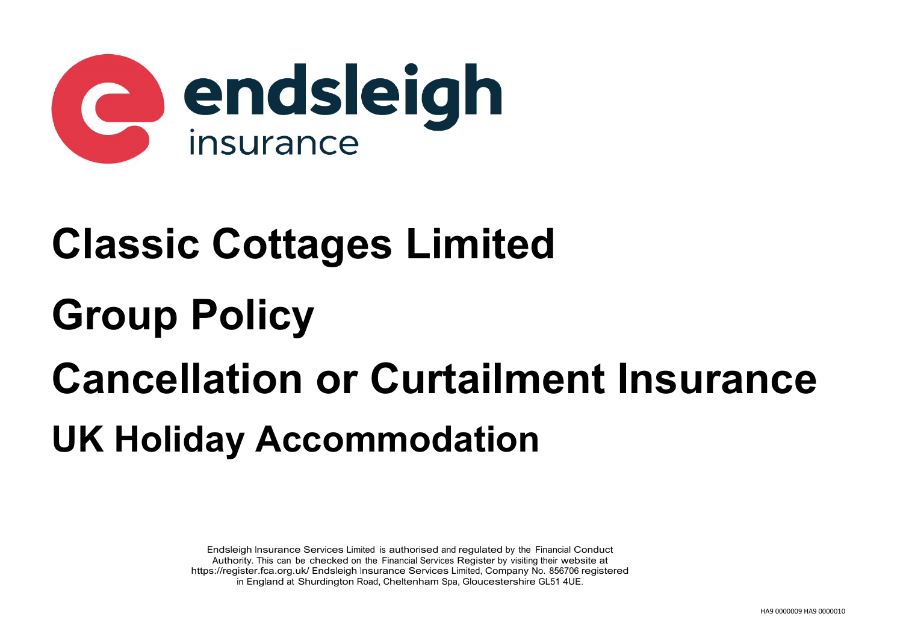endsleigh

insurance

# Classic Cottages Limited

# Group Policy

# Cancellation or Curtailment Insurance

## UK Holiday Accommodation

Endsleigh Insurance Services Limited is authorised and regulated by the Financial Conduct Authority. This can be checked on the Financial Services Register by visiting their website at https://register.fca.org.uk/ Endsleigh Insurance Services Limited, Company No. 856706 registered in England at Shurdington Road, Cheltenham Spa, Gloucestershire GL51 4UE.

HA9 0000009 HA9 0000010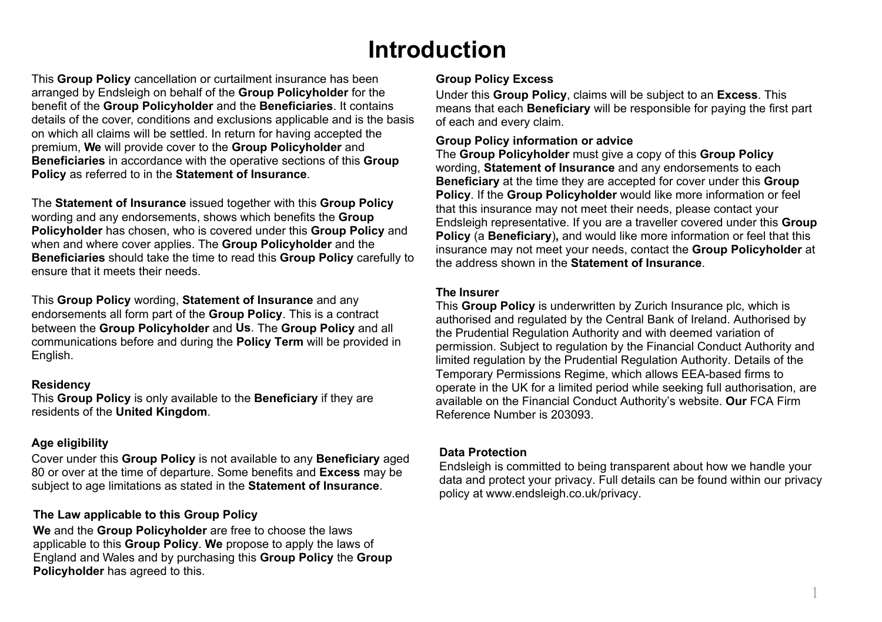# Introduction

This **Group Policy** cancellation or curtailment insurance has been arranged by Endsleigh on behalf of the **Group Policyholder** for the benefit of the **Group Policyholder** and the **Beneficiaries**. It contains details of the cover, conditions and exclusions applicable and is the basis on which all claims will be settled. In return for having accepted the premium, **We** will provide cover to the **Group Policyholder** and **Beneficiaries** in accordance with the operative sections of this **Group Policy** as referred to in the **Statement of Insurance**.

The **Statement of Insurance** issued together with this **Group Policy** wording and any endorsements, shows which benefits the **Group Policyholder** has chosen, who is covered under this **Group Policy** and when and where cover applies. The **Group Policyholder** and the **Beneficiaries** should take the time to read this **Group Policy** carefully to ensure that it meets their needs.

This **Group Policy** wording, **Statement of Insurance** and any endorsements all form part of the **Group Policy**. This is a contract between the **Group Policyholder** and **Us**. The **Group Policy** and all communications before and during the **Policy Term** will be provided in English.

**Residency**

This **Group Policy** is only available to the **Beneficiary** if they are residents of the **United Kingdom**.

**Age eligibility**

Cover under this **Group Policy** is not available to any **Beneficiary** aged 80 or over at the time of departure. Some benefits and **Excess** may be subject to age limitations as stated in the **Statement of Insurance**.

**The Law applicable to this Group Policy**

**We** and the **Group Policyholder** are free to choose the laws applicable to this **Group Policy**. **We** propose to apply the laws of England and Wales and by purchasing this **Group Policy** the **Group Policyholder** has agreed to this.

**Group Policy Excess**

Under this **Group Policy**, claims will be subject to an **Excess**. This means that each **Beneficiary** will be responsible for paying the first part of each and every claim.

**Group Policy information or advice**

The **Group Policyholder** must give a copy of this **Group Policy** wording, **Statement of Insurance** and any endorsements to each **Beneficiary** at the time they are accepted for cover under this **Group Policy**. If the **Group Policyholder** would like more information or feel that this insurance may not meet their needs, please contact your Endsleigh representative. If you are a traveller covered under this **Group Policy** (a **Beneficiary**), and would like more information or feel that this insurance may not meet your needs, contact the **Group Policyholder** at the address shown in the **Statement of Insurance**.

**The Insurer**

This **Group Policy** is underwritten by Zurich Insurance plc, which is authorised and regulated by the Central Bank of Ireland. Authorised by the Prudential Regulation Authority and with deemed variation of permission. Subject to regulation by the Financial Conduct Authority and limited regulation by the Prudential Regulation Authority. Details of the Temporary Permissions Regime, which allows EEA-based firms to operate in the UK for a limited period while seeking full authorisation, are available on the Financial Conduct Authority's website. **Our** FCA Firm Reference Number is 203093.

**Data Protection**

Endsleigh is committed to being transparent about how we handle your data and protect your privacy. Full details can be found within our privacy policy at www.endsleigh.co.uk/privacy.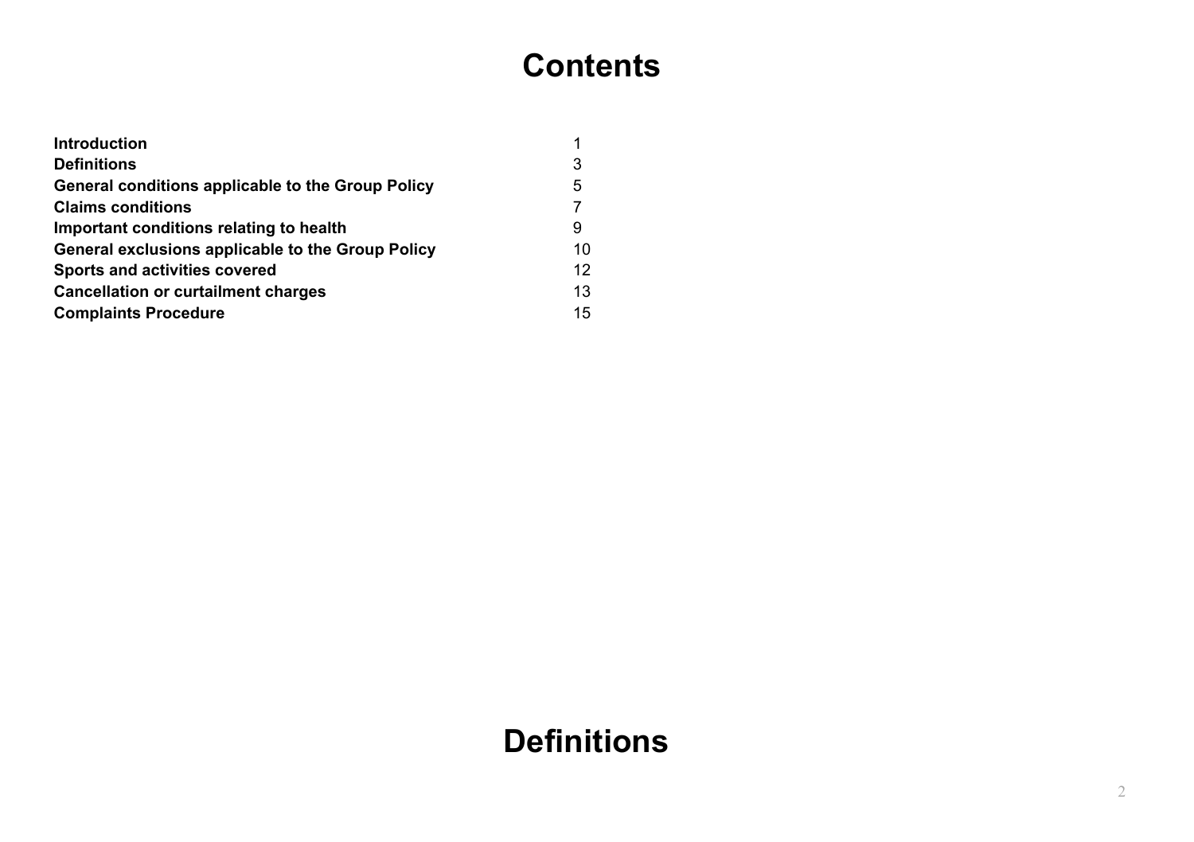# Contents

| | |
|---|---|
| **Introduction** | 1 |
| **Definitions** | 3 |
| **General conditions applicable to the Group Policy** | 5 |
| **Claims conditions** | 7 |
| **Important conditions relating to health** | 9 |
| **General exclusions applicable to the Group Policy** | 10 |
| **Sports and activities covered** | 12 |
| **Cancellation or curtailment charges** | 13 |
| **Complaints Procedure** | 15 |

# Definitions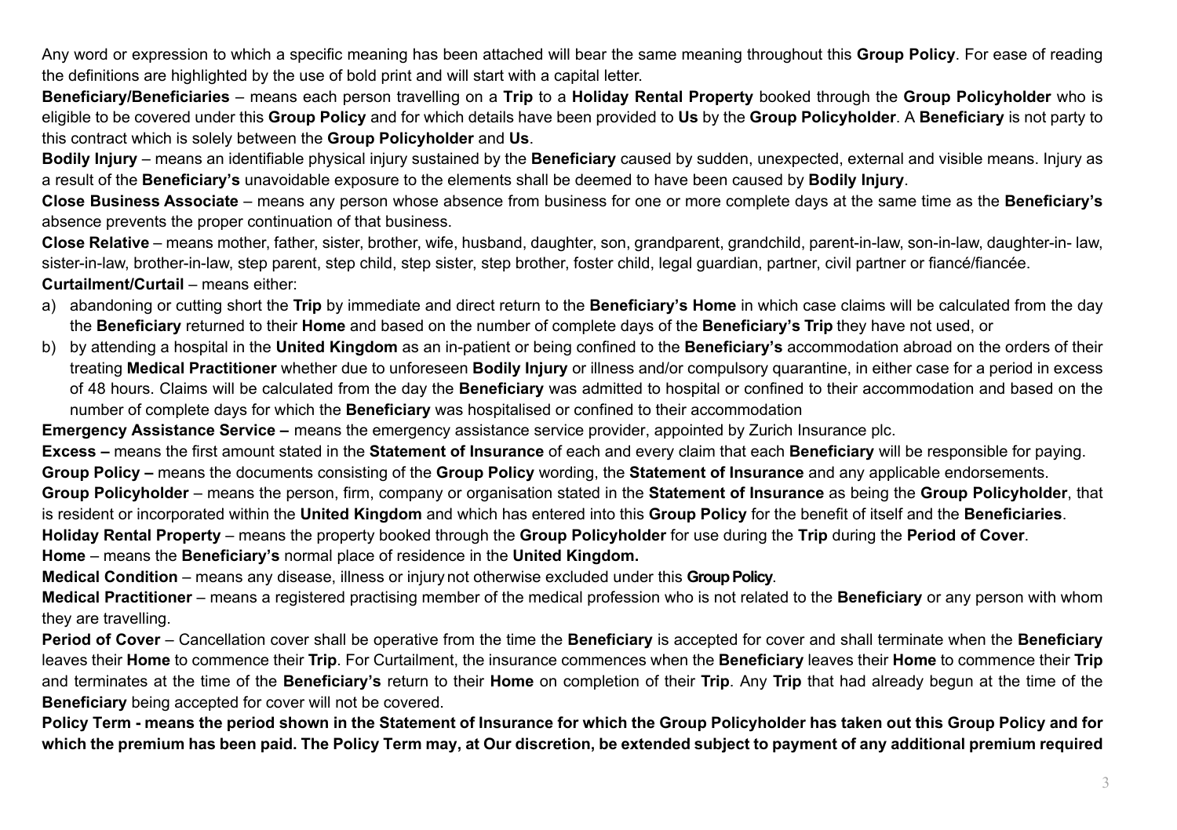Any word or expression to which a specific meaning has been attached will bear the same meaning throughout this **Group Policy**. For ease of reading the definitions are highlighted by the use of bold print and will start with a capital letter.

**Beneficiary/Beneficiaries** – means each person travelling on a **Trip** to a **Holiday Rental Property** booked through the **Group Policyholder** who is eligible to be covered under this **Group Policy** and for which details have been provided to **Us** by the **Group Policyholder**. A **Beneficiary** is not party to this contract which is solely between the **Group Policyholder** and **Us**.

**Bodily Injury** – means an identifiable physical injury sustained by the **Beneficiary** caused by sudden, unexpected, external and visible means. Injury as a result of the **Beneficiary's** unavoidable exposure to the elements shall be deemed to have been caused by **Bodily Injury**.

**Close Business Associate** – means any person whose absence from business for one or more complete days at the same time as the **Beneficiary's** absence prevents the proper continuation of that business.

**Close Relative** – means mother, father, sister, brother, wife, husband, daughter, son, grandparent, grandchild, parent-in-law, son-in-law, daughter-in- law, sister-in-law, brother-in-law, step parent, step child, step sister, step brother, foster child, legal guardian, partner, civil partner or fiancé/fiancée.

**Curtailment/Curtail** – means either:

a) abandoning or cutting short the **Trip** by immediate and direct return to the **Beneficiary's Home** in which case claims will be calculated from the day the **Beneficiary** returned to their **Home** and based on the number of complete days of the **Beneficiary's Trip** they have not used, or
b) by attending a hospital in the **United Kingdom** as an in-patient or being confined to the **Beneficiary's** accommodation abroad on the orders of their treating **Medical Practitioner** whether due to unforeseen **Bodily Injury** or illness and/or compulsory quarantine, in either case for a period in excess of 48 hours. Claims will be calculated from the day the **Beneficiary** was admitted to hospital or confined to their accommodation and based on the number of complete days for which the **Beneficiary** was hospitalised or confined to their accommodation

**Emergency Assistance Service –** means the emergency assistance service provider, appointed by Zurich Insurance plc.

**Excess –** means the first amount stated in the **Statement of Insurance** of each and every claim that each **Beneficiary** will be responsible for paying.

**Group Policy –** means the documents consisting of the **Group Policy** wording, the **Statement of Insurance** and any applicable endorsements.

**Group Policyholder** – means the person, firm, company or organisation stated in the **Statement of Insurance** as being the **Group Policyholder**, that is resident or incorporated within the **United Kingdom** and which has entered into this **Group Policy** for the benefit of itself and the **Beneficiaries**.

**Holiday Rental Property** – means the property booked through the **Group Policyholder** for use during the **Trip** during the **Period of Cover**.

**Home** – means the **Beneficiary's** normal place of residence in the **United Kingdom.**

**Medical Condition** – means any disease, illness or injury not otherwise excluded under this **Group Policy**.

**Medical Practitioner** – means a registered practising member of the medical profession who is not related to the **Beneficiary** or any person with whom they are travelling.

**Period of Cover** – Cancellation cover shall be operative from the time the **Beneficiary** is accepted for cover and shall terminate when the **Beneficiary** leaves their **Home** to commence their **Trip**. For Curtailment, the insurance commences when the **Beneficiary** leaves their **Home** to commence their **Trip** and terminates at the time of the **Beneficiary's** return to their **Home** on completion of their **Trip**. Any **Trip** that had already begun at the time of the **Beneficiary** being accepted for cover will not be covered.

**Policy Term - means the period shown in the Statement of Insurance for which the Group Policyholder has taken out this Group Policy and for which the premium has been paid. The Policy Term may, at Our discretion, be extended subject to payment of any additional premium required**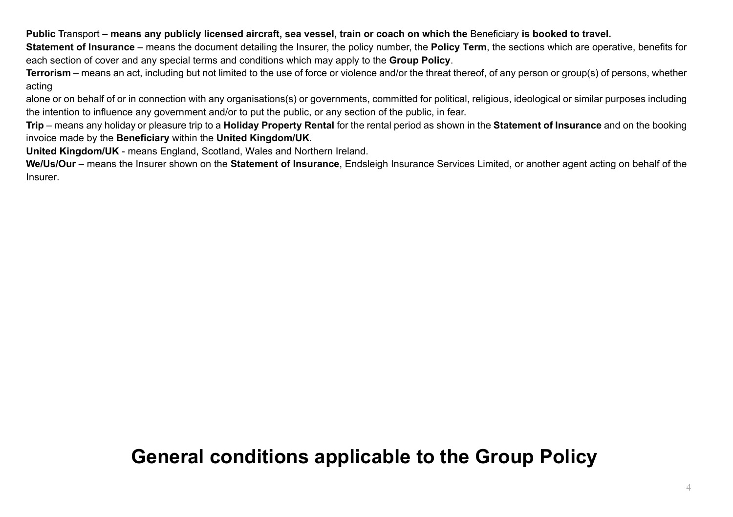**Public T**ransport **– means any publicly licensed aircraft, sea vessel, train or coach on which the** Beneficiary **is booked to travel.**

**Statement of Insurance** – means the document detailing the Insurer, the policy number, the **Policy Term**, the sections which are operative, benefits for each section of cover and any special terms and conditions which may apply to the **Group Policy**.

**Terrorism** – means an act, including but not limited to the use of force or violence and/or the threat thereof, of any person or group(s) of persons, whether acting alone or on behalf of or in connection with any organisations(s) or governments, committed for political, religious, ideological or similar purposes including the intention to influence any government and/or to put the public, or any section of the public, in fear.

**Trip** – means any holiday or pleasure trip to a **Holiday Property Rental** for the rental period as shown in the **Statement of Insurance** and on the booking invoice made by the **Beneficiary** within the **United Kingdom/UK**.

**United Kingdom/UK** - means England, Scotland, Wales and Northern Ireland.

**We/Us/Our** – means the Insurer shown on the **Statement of Insurance**, Endsleigh Insurance Services Limited, or another agent acting on behalf of the Insurer.

# General conditions applicable to the Group Policy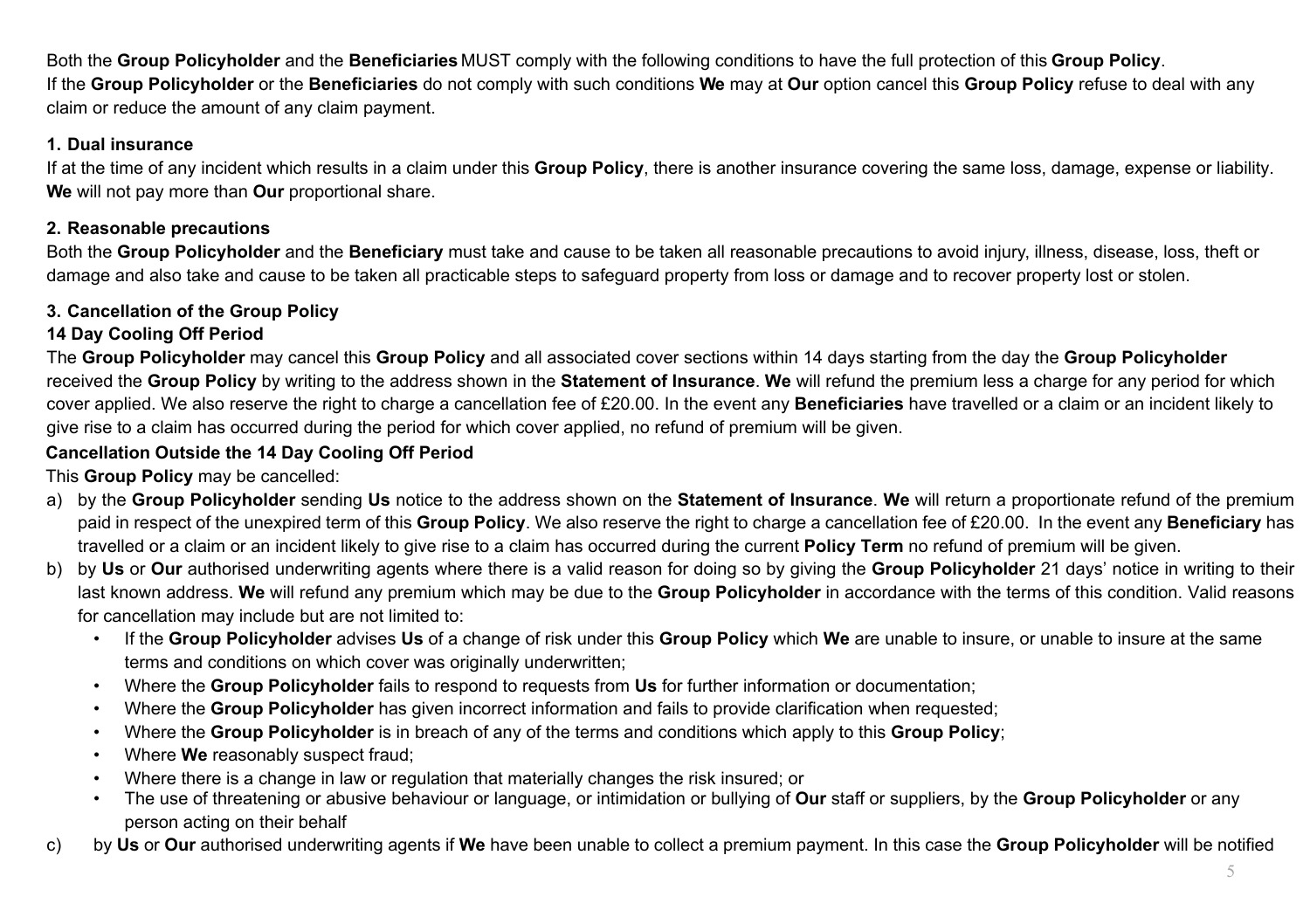Both the **Group Policyholder** and the **Beneficiaries** MUST comply with the following conditions to have the full protection of this **Group Policy**.
If the **Group Policyholder** or the **Beneficiaries** do not comply with such conditions **We** may at **Our** option cancel this **Group Policy** refuse to deal with any claim or reduce the amount of any claim payment.

### 1. Dual insurance

If at the time of any incident which results in a claim under this **Group Policy**, there is another insurance covering the same loss, damage, expense or liability. **We** will not pay more than **Our** proportional share.

### 2. Reasonable precautions

Both the **Group Policyholder** and the **Beneficiary** must take and cause to be taken all reasonable precautions to avoid injury, illness, disease, loss, theft or damage and also take and cause to be taken all practicable steps to safeguard property from loss or damage and to recover property lost or stolen.

### 3. Cancellation of the Group Policy

**14 Day Cooling Off Period**

The **Group Policyholder** may cancel this **Group Policy** and all associated cover sections within 14 days starting from the day the **Group Policyholder** received the **Group Policy** by writing to the address shown in the **Statement of Insurance**. **We** will refund the premium less a charge for any period for which cover applied. We also reserve the right to charge a cancellation fee of £20.00. In the event any **Beneficiaries** have travelled or a claim or an incident likely to give rise to a claim has occurred during the period for which cover applied, no refund of premium will be given.

**Cancellation Outside the 14 Day Cooling Off Period**

This **Group Policy** may be cancelled:

a) by the **Group Policyholder** sending **Us** notice to the address shown on the **Statement of Insurance**. **We** will return a proportionate refund of the premium paid in respect of the unexpired term of this **Group Policy**. We also reserve the right to charge a cancellation fee of £20.00. In the event any **Beneficiary** has travelled or a claim or an incident likely to give rise to a claim has occurred during the current **Policy Term** no refund of premium will be given.

b) by **Us** or **Our** authorised underwriting agents where there is a valid reason for doing so by giving the **Group Policyholder** 21 days' notice in writing to their last known address. **We** will refund any premium which may be due to the **Group Policyholder** in accordance with the terms of this condition. Valid reasons for cancellation may include but are not limited to:
   - If the **Group Policyholder** advises **Us** of a change of risk under this **Group Policy** which **We** are unable to insure, or unable to insure at the same terms and conditions on which cover was originally underwritten;
   - Where the **Group Policyholder** fails to respond to requests from **Us** for further information or documentation;
   - Where the **Group Policyholder** has given incorrect information and fails to provide clarification when requested;
   - Where the **Group Policyholder** is in breach of any of the terms and conditions which apply to this **Group Policy**;
   - Where **We** reasonably suspect fraud;
   - Where there is a change in law or regulation that materially changes the risk insured; or
   - The use of threatening or abusive behaviour or language, or intimidation or bullying of **Our** staff or suppliers, by the **Group Policyholder** or any person acting on their behalf

c) by **Us** or **Our** authorised underwriting agents if **We** have been unable to collect a premium payment. In this case the **Group Policyholder** will be notified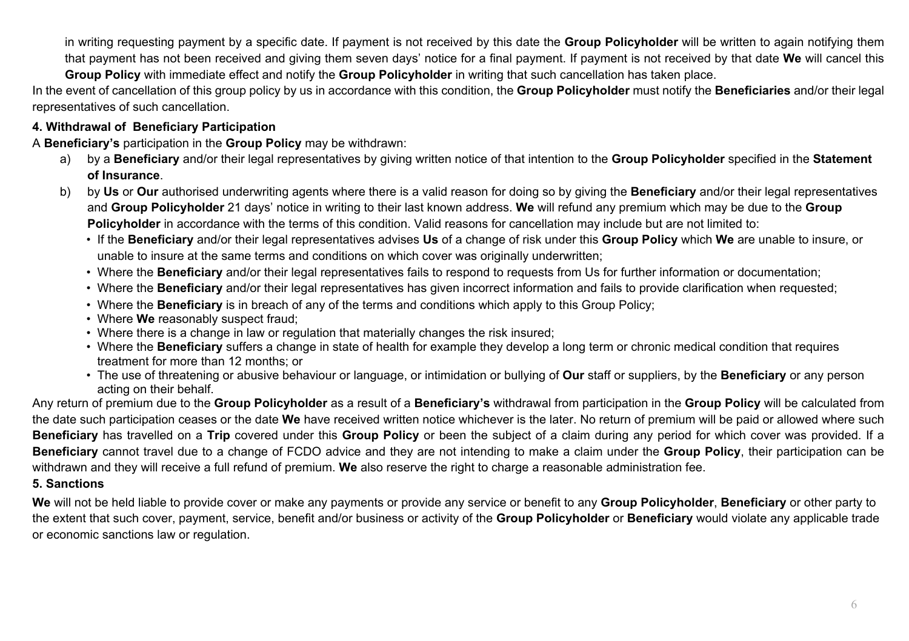in writing requesting payment by a specific date. If payment is not received by this date the **Group Policyholder** will be written to again notifying them that payment has not been received and giving them seven days' notice for a final payment. If payment is not received by that date **We** will cancel this **Group Policy** with immediate effect and notify the **Group Policyholder** in writing that such cancellation has taken place.

In the event of cancellation of this group policy by us in accordance with this condition, the **Group Policyholder** must notify the **Beneficiaries** and/or their legal representatives of such cancellation.

**4. Withdrawal of Beneficiary Participation**

A **Beneficiary's** participation in the **Group Policy** may be withdrawn:

a) by a **Beneficiary** and/or their legal representatives by giving written notice of that intention to the **Group Policyholder** specified in the **Statement of Insurance**.

b) by **Us** or **Our** authorised underwriting agents where there is a valid reason for doing so by giving the **Beneficiary** and/or their legal representatives and **Group Policyholder** 21 days' notice in writing to their last known address. **We** will refund any premium which may be due to the **Group Policyholder** in accordance with the terms of this condition. Valid reasons for cancellation may include but are not limited to:
   - If the **Beneficiary** and/or their legal representatives advises **Us** of a change of risk under this **Group Policy** which **We** are unable to insure, or unable to insure at the same terms and conditions on which cover was originally underwritten;
   - Where the **Beneficiary** and/or their legal representatives fails to respond to requests from Us for further information or documentation;
   - Where the **Beneficiary** and/or their legal representatives has given incorrect information and fails to provide clarification when requested;
   - Where the **Beneficiary** is in breach of any of the terms and conditions which apply to this Group Policy;
   - Where **We** reasonably suspect fraud;
   - Where there is a change in law or regulation that materially changes the risk insured;
   - Where the **Beneficiary** suffers a change in state of health for example they develop a long term or chronic medical condition that requires treatment for more than 12 months; or
   - The use of threatening or abusive behaviour or language, or intimidation or bullying of **Our** staff or suppliers, by the **Beneficiary** or any person acting on their behalf.

Any return of premium due to the **Group Policyholder** as a result of a **Beneficiary's** withdrawal from participation in the **Group Policy** will be calculated from the date such participation ceases or the date **We** have received written notice whichever is the later. No return of premium will be paid or allowed where such **Beneficiary** has travelled on a **Trip** covered under this **Group Policy** or been the subject of a claim during any period for which cover was provided. If a **Beneficiary** cannot travel due to a change of FCDO advice and they are not intending to make a claim under the **Group Policy**, their participation can be withdrawn and they will receive a full refund of premium. **We** also reserve the right to charge a reasonable administration fee.

**5. Sanctions**

**We** will not be held liable to provide cover or make any payments or provide any service or benefit to any **Group Policyholder**, **Beneficiary** or other party to the extent that such cover, payment, service, benefit and/or business or activity of the **Group Policyholder** or **Beneficiary** would violate any applicable trade or economic sanctions law or regulation.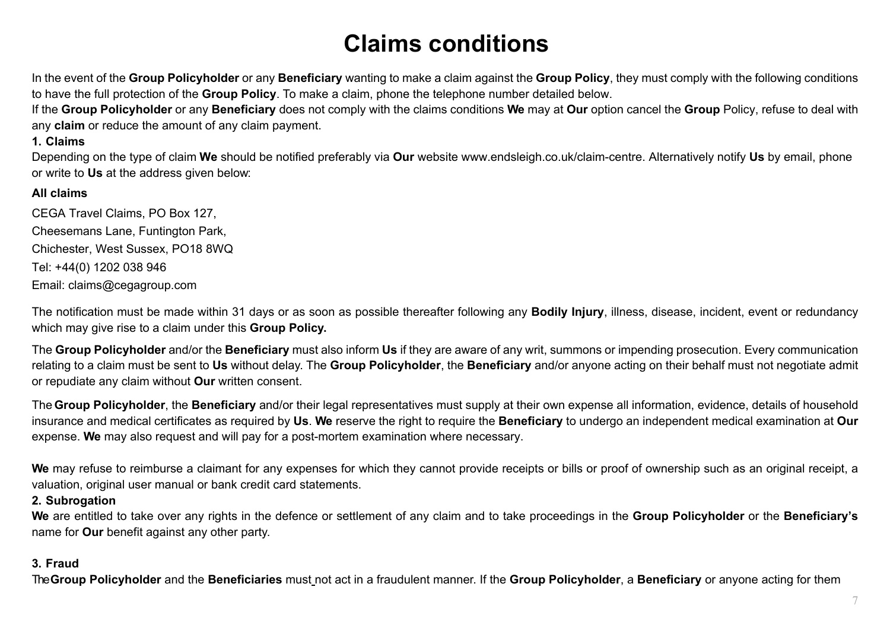# Claims conditions

In the event of the **Group Policyholder** or any **Beneficiary** wanting to make a claim against the **Group Policy**, they must comply with the following conditions to have the full protection of the **Group Policy**. To make a claim, phone the telephone number detailed below.

If the **Group Policyholder** or any **Beneficiary** does not comply with the claims conditions **We** may at **Our** option cancel the **Group** Policy, refuse to deal with any **claim** or reduce the amount of any claim payment.

**1. Claims**

Depending on the type of claim **We** should be notified preferably via **Our** website www.endsleigh.co.uk/claim-centre. Alternatively notify **Us** by email, phone or write to **Us** at the address given below:

**All claims**

CEGA Travel Claims, PO Box 127,

Cheesemans Lane, Funtington Park,

Chichester, West Sussex, PO18 8WQ

Tel: +44(0) 1202 038 946

Email: claims@cegagroup.com

The notification must be made within 31 days or as soon as possible thereafter following any **Bodily Injury**, illness, disease, incident, event or redundancy which may give rise to a claim under this **Group Policy.**

The **Group Policyholder** and/or the **Beneficiary** must also inform **Us** if they are aware of any writ, summons or impending prosecution. Every communication relating to a claim must be sent to **Us** without delay. The **Group Policyholder**, the **Beneficiary** and/or anyone acting on their behalf must not negotiate admit or repudiate any claim without **Our** written consent.

The **Group Policyholder**, the **Beneficiary** and/or their legal representatives must supply at their own expense all information, evidence, details of household insurance and medical certificates as required by **Us**. **We** reserve the right to require the **Beneficiary** to undergo an independent medical examination at **Our** expense. **We** may also request and will pay for a post-mortem examination where necessary.

**We** may refuse to reimburse a claimant for any expenses for which they cannot provide receipts or bills or proof of ownership such as an original receipt, a valuation, original user manual or bank credit card statements.

**2. Subrogation**

**We** are entitled to take over any rights in the defence or settlement of any claim and to take proceedings in the **Group Policyholder** or the **Beneficiary's** name for **Our** benefit against any other party.

**3. Fraud**

The **Group Policyholder** and the **Beneficiaries** must not act in a fraudulent manner. If the **Group Policyholder**, a **Beneficiary** or anyone acting for them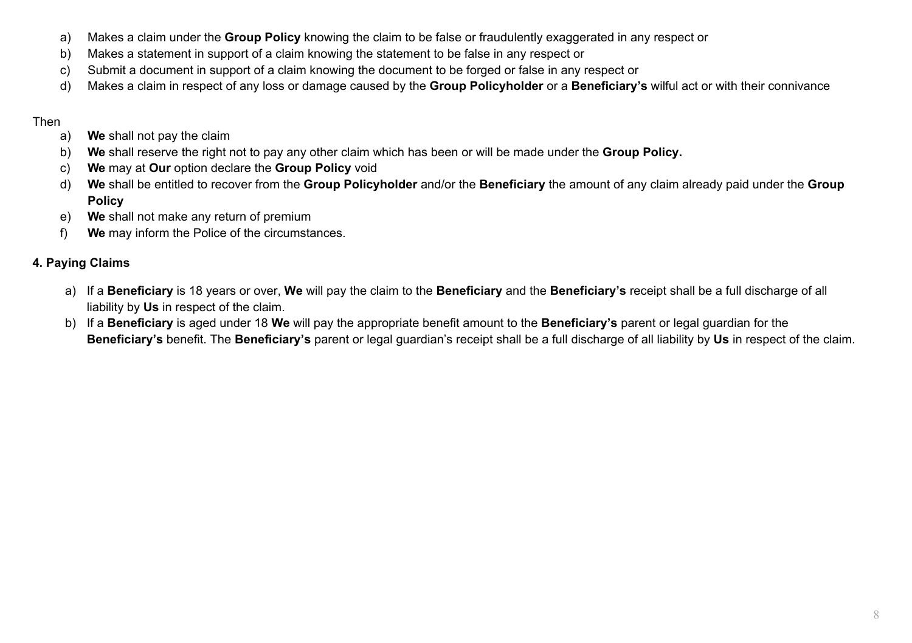a) Makes a claim under the **Group Policy** knowing the claim to be false or fraudulently exaggerated in any respect or
b) Makes a statement in support of a claim knowing the statement to be false in any respect or
c) Submit a document in support of a claim knowing the document to be forged or false in any respect or
d) Makes a claim in respect of any loss or damage caused by the **Group Policyholder** or a **Beneficiary's** wilful act or with their connivance

Then

a) **We** shall not pay the claim
b) **We** shall reserve the right not to pay any other claim which has been or will be made under the **Group Policy.**
c) **We** may at **Our** option declare the **Group Policy** void
d) **We** shall be entitled to recover from the **Group Policyholder** and/or the **Beneficiary** the amount of any claim already paid under the **Group Policy**
e) **We** shall not make any return of premium
f) **We** may inform the Police of the circumstances.

**4. Paying Claims**

a) If a **Beneficiary** is 18 years or over, **We** will pay the claim to the **Beneficiary** and the **Beneficiary's** receipt shall be a full discharge of all liability by **Us** in respect of the claim.
b) If a **Beneficiary** is aged under 18 **We** will pay the appropriate benefit amount to the **Beneficiary's** parent or legal guardian for the **Beneficiary's** benefit. The **Beneficiary's** parent or legal guardian's receipt shall be a full discharge of all liability by **Us** in respect of the claim.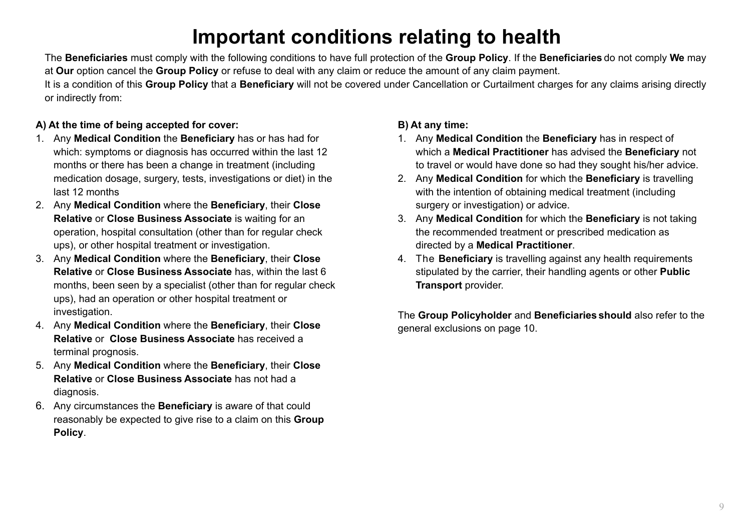# Important conditions relating to health

The **Beneficiaries** must comply with the following conditions to have full protection of the **Group Policy**. If the **Beneficiaries** do not comply **We** may at **Our** option cancel the **Group Policy** or refuse to deal with any claim or reduce the amount of any claim payment.

It is a condition of this **Group Policy** that a **Beneficiary** will not be covered under Cancellation or Curtailment charges for any claims arising directly or indirectly from:

**A) At the time of being accepted for cover:**

1. Any **Medical Condition** the **Beneficiary** has or has had for which: symptoms or diagnosis has occurred within the last 12 months or there has been a change in treatment (including medication dosage, surgery, tests, investigations or diet) in the last 12 months
2. Any **Medical Condition** where the **Beneficiary**, their **Close Relative** or **Close Business Associate** is waiting for an operation, hospital consultation (other than for regular check ups), or other hospital treatment or investigation.
3. Any **Medical Condition** where the **Beneficiary**, their **Close Relative** or **Close Business Associate** has, within the last 6 months, been seen by a specialist (other than for regular check ups), had an operation or other hospital treatment or investigation.
4. Any **Medical Condition** where the **Beneficiary**, their **Close Relative** or **Close Business Associate** has received a terminal prognosis.
5. Any **Medical Condition** where the **Beneficiary**, their **Close Relative** or **Close Business Associate** has not had a diagnosis.
6. Any circumstances the **Beneficiary** is aware of that could reasonably be expected to give rise to a claim on this **Group Policy**.

**B) At any time:**

1. Any **Medical Condition** the **Beneficiary** has in respect of which a **Medical Practitioner** has advised the **Beneficiary** not to travel or would have done so had they sought his/her advice.
2. Any **Medical Condition** for which the **Beneficiary** is travelling with the intention of obtaining medical treatment (including surgery or investigation) or advice.
3. Any **Medical Condition** for which the **Beneficiary** is not taking the recommended treatment or prescribed medication as directed by a **Medical Practitioner**.
4. The **Beneficiary** is travelling against any health requirements stipulated by the carrier, their handling agents or other **Public Transport** provider.

The **Group Policyholder** and **Beneficiaries should** also refer to the general exclusions on page 10.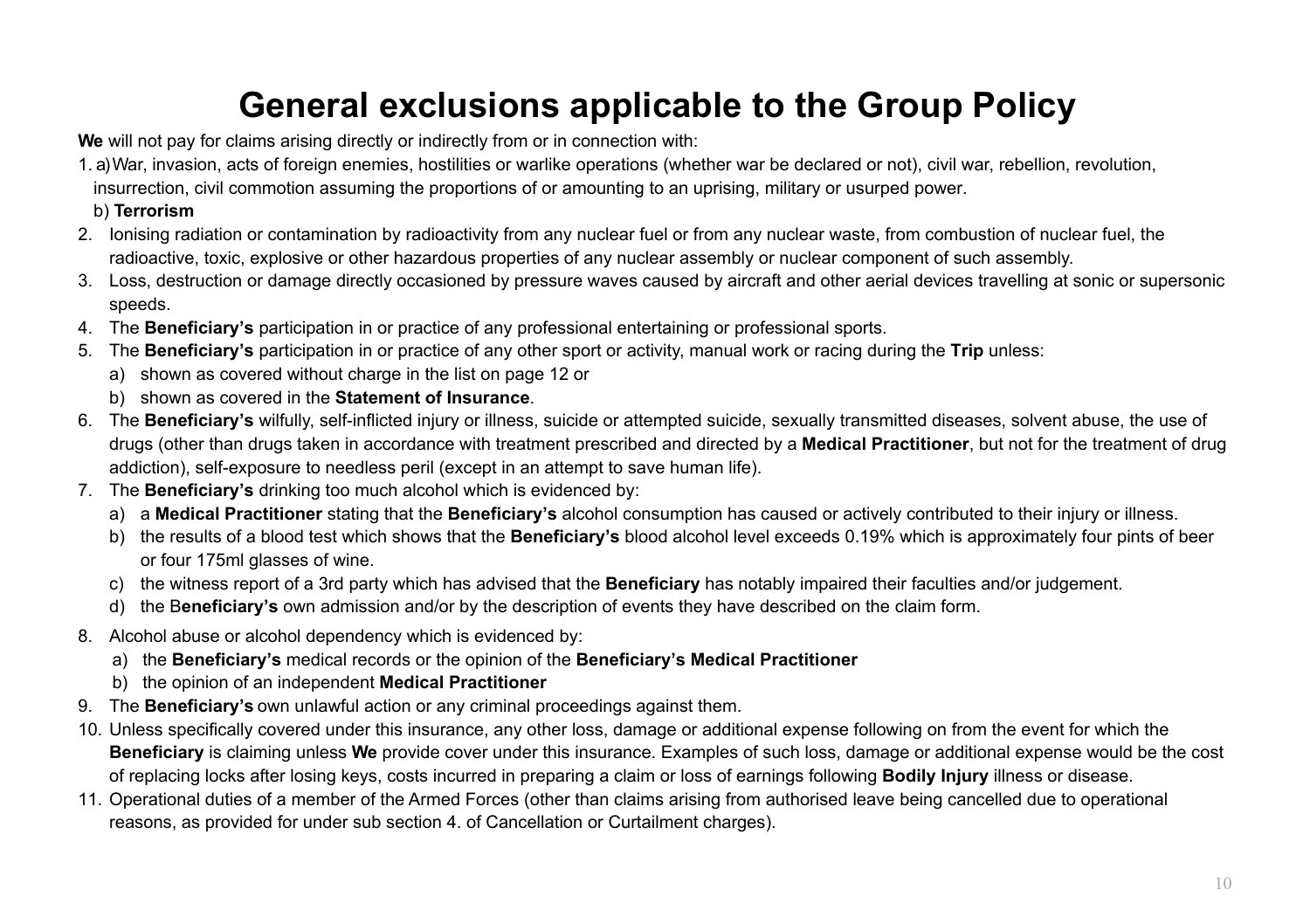# General exclusions applicable to the Group Policy

**We** will not pay for claims arising directly or indirectly from or in connection with:

1. a) War, invasion, acts of foreign enemies, hostilities or warlike operations (whether war be declared or not), civil war, rebellion, revolution, insurrection, civil commotion assuming the proportions of or amounting to an uprising, military or usurped power.
   b) **Terrorism**
2. Ionising radiation or contamination by radioactivity from any nuclear fuel or from any nuclear waste, from combustion of nuclear fuel, the radioactive, toxic, explosive or other hazardous properties of any nuclear assembly or nuclear component of such assembly.
3. Loss, destruction or damage directly occasioned by pressure waves caused by aircraft and other aerial devices travelling at sonic or supersonic speeds.
4. The **Beneficiary's** participation in or practice of any professional entertaining or professional sports.
5. The **Beneficiary's** participation in or practice of any other sport or activity, manual work or racing during the **Trip** unless:
   a) shown as covered without charge in the list on page 12 or
   b) shown as covered in the **Statement of Insurance**.
6. The **Beneficiary's** wilfully, self-inflicted injury or illness, suicide or attempted suicide, sexually transmitted diseases, solvent abuse, the use of drugs (other than drugs taken in accordance with treatment prescribed and directed by a **Medical Practitioner**, but not for the treatment of drug addiction), self-exposure to needless peril (except in an attempt to save human life).
7. The **Beneficiary's** drinking too much alcohol which is evidenced by:
   a) a **Medical Practitioner** stating that the **Beneficiary's** alcohol consumption has caused or actively contributed to their injury or illness.
   b) the results of a blood test which shows that the **Beneficiary's** blood alcohol level exceeds 0.19% which is approximately four pints of beer or four 175ml glasses of wine.
   c) the witness report of a 3rd party which has advised that the **Beneficiary** has notably impaired their faculties and/or judgement.
   d) the B**eneficiary's** own admission and/or by the description of events they have described on the claim form.
8. Alcohol abuse or alcohol dependency which is evidenced by:
   a) the **Beneficiary's** medical records or the opinion of the **Beneficiary's Medical Practitioner**
   b) the opinion of an independent **Medical Practitioner**
9. The **Beneficiary's** own unlawful action or any criminal proceedings against them.
10. Unless specifically covered under this insurance, any other loss, damage or additional expense following on from the event for which the **Beneficiary** is claiming unless **We** provide cover under this insurance. Examples of such loss, damage or additional expense would be the cost of replacing locks after losing keys, costs incurred in preparing a claim or loss of earnings following **Bodily Injury** illness or disease.
11. Operational duties of a member of the Armed Forces (other than claims arising from authorised leave being cancelled due to operational reasons, as provided for under sub section 4. of Cancellation or Curtailment charges).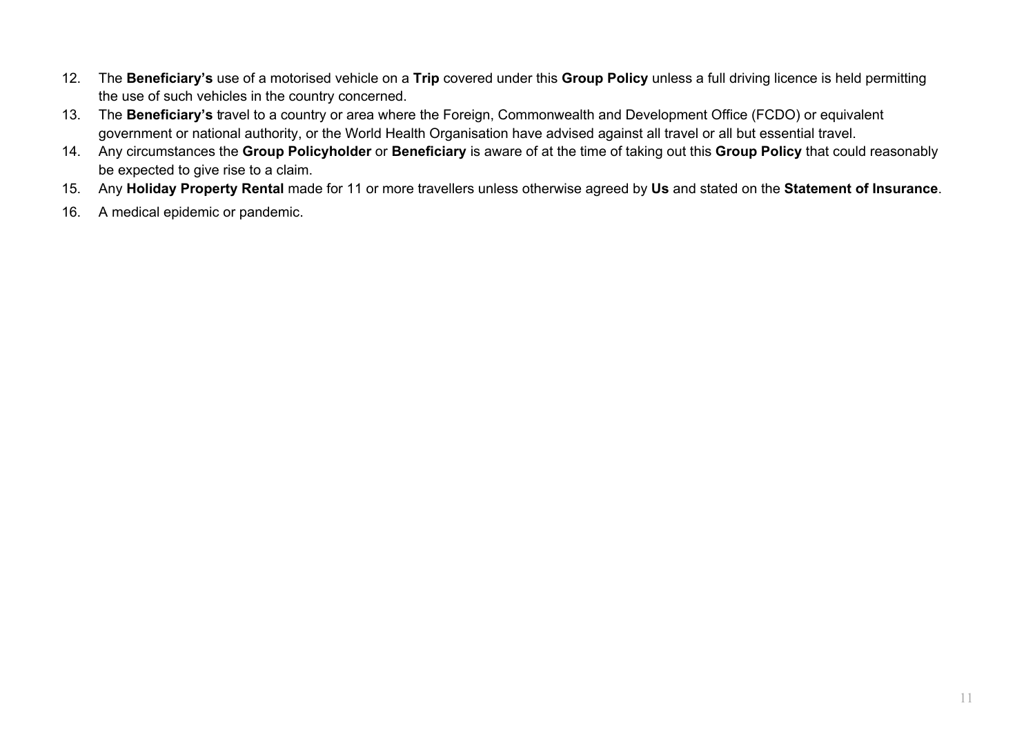12. The **Beneficiary's** use of a motorised vehicle on a **Trip** covered under this **Group Policy** unless a full driving licence is held permitting the use of such vehicles in the country concerned.
13. The **Beneficiary's** travel to a country or area where the Foreign, Commonwealth and Development Office (FCDO) or equivalent government or national authority, or the World Health Organisation have advised against all travel or all but essential travel.
14. Any circumstances the **Group Policyholder** or **Beneficiary** is aware of at the time of taking out this **Group Policy** that could reasonably be expected to give rise to a claim.
15. Any **Holiday Property Rental** made for 11 or more travellers unless otherwise agreed by **Us** and stated on the **Statement of Insurance**.
16. A medical epidemic or pandemic.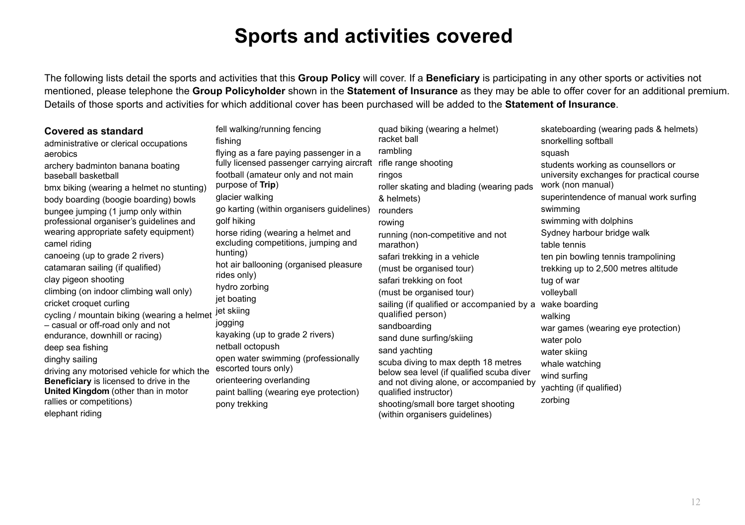# Sports and activities covered

The following lists detail the sports and activities that this **Group Policy** will cover. If a **Beneficiary** is participating in any other sports or activities not mentioned, please telephone the **Group Policyholder** shown in the **Statement of Insurance** as they may be able to offer cover for an additional premium. Details of those sports and activities for which additional cover has been purchased will be added to the **Statement of Insurance**.

**Covered as standard**

administrative or clerical occupations aerobics

archery badminton banana boating baseball basketball

bmx biking (wearing a helmet no stunting)

body boarding (boogie boarding) bowls

bungee jumping (1 jump only within professional organiser's guidelines and wearing appropriate safety equipment)

camel riding

canoeing (up to grade 2 rivers)

catamaran sailing (if qualified)

clay pigeon shooting

climbing (on indoor climbing wall only)

cricket croquet curling

cycling / mountain biking (wearing a helmet – casual or off-road only and not endurance, downhill or racing)

deep sea fishing

dinghy sailing

driving any motorised vehicle for which the **Beneficiary** is licensed to drive in the **United Kingdom** (other than in motor rallies or competitions)

elephant riding

fell walking/running fencing

fishing

flying as a fare paying passenger in a fully licensed passenger carrying aircraft

football (amateur only and not main purpose of **Trip**)

glacier walking

go karting (within organisers guidelines)

golf hiking

horse riding (wearing a helmet and excluding competitions, jumping and hunting)

hot air ballooning (organised pleasure rides only)

hydro zorbing

jet boating

jet skiing

jogging

kayaking (up to grade 2 rivers)

netball octopush

open water swimming (professionally escorted tours only)

orienteering overlanding

paint balling (wearing eye protection)

pony trekking

quad biking (wearing a helmet)

racket ball

rambling

rifle range shooting

ringos

roller skating and blading (wearing pads & helmets)

rounders

rowing

running (non-competitive and not marathon)

safari trekking in a vehicle (must be organised tour)

safari trekking on foot (must be organised tour)

sailing (if qualified or accompanied by a qualified person)

sandboarding

sand dune surfing/skiing

sand yachting

scuba diving to max depth 18 metres below sea level (if qualified scuba diver and not diving alone, or accompanied by qualified instructor)

shooting/small bore target shooting (within organisers guidelines)

skateboarding (wearing pads & helmets)

snorkelling softball

squash

students working as counsellors or university exchanges for practical course work (non manual)

superintendence of manual work surfing

swimming

swimming with dolphins

Sydney harbour bridge walk

table tennis

ten pin bowling tennis trampolining

trekking up to 2,500 metres altitude

tug of war

volleyball

wake boarding

walking

war games (wearing eye protection)

water polo

water skiing

whale watching

wind surfing

yachting (if qualified)

zorbing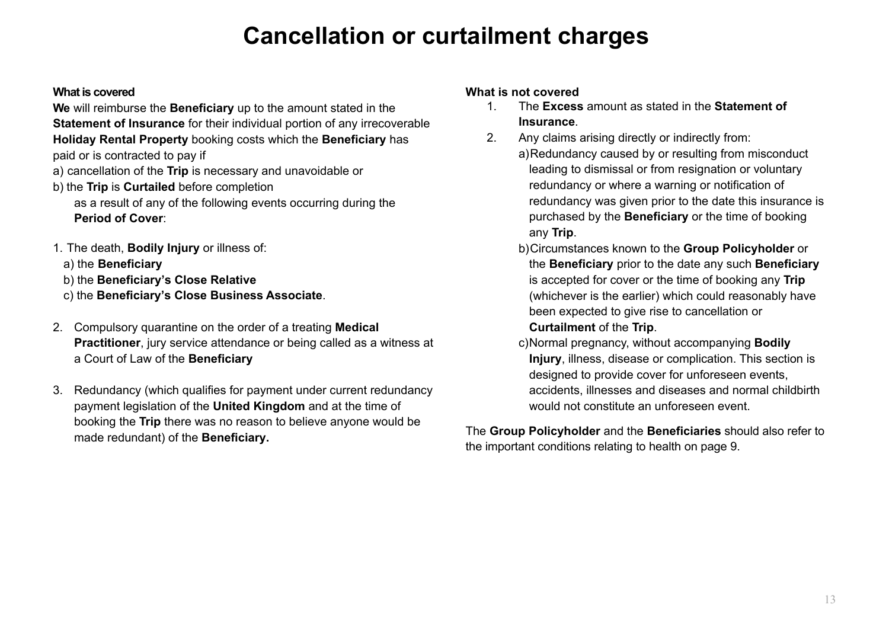# Cancellation or curtailment charges

**What is covered**

**We** will reimburse the **Beneficiary** up to the amount stated in the **Statement of Insurance** for their individual portion of any irrecoverable **Holiday Rental Property** booking costs which the **Beneficiary** has paid or is contracted to pay if

a) cancellation of the **Trip** is necessary and unavoidable or

b) the **Trip** is **Curtailed** before completion

as a result of any of the following events occurring during the **Period of Cover**:

1. The death, **Bodily Injury** or illness of:
   a) the **Beneficiary**
   b) the **Beneficiary's Close Relative**
   c) the **Beneficiary's Close Business Associate**.
2. Compulsory quarantine on the order of a treating **Medical Practitioner**, jury service attendance or being called as a witness at a Court of Law of the **Beneficiary**
3. Redundancy (which qualifies for payment under current redundancy payment legislation of the **United Kingdom** and at the time of booking the **Trip** there was no reason to believe anyone would be made redundant) of the **Beneficiary.**

**What is not covered**

1. The **Excess** amount as stated in the **Statement of Insurance**.
2. Any claims arising directly or indirectly from:
   a) Redundancy caused by or resulting from misconduct leading to dismissal or from resignation or voluntary redundancy or where a warning or notification of redundancy was given prior to the date this insurance is purchased by the **Beneficiary** or the time of booking any **Trip**.
   b) Circumstances known to the **Group Policyholder** or the **Beneficiary** prior to the date any such **Beneficiary** is accepted for cover or the time of booking any **Trip** (whichever is the earlier) which could reasonably have been expected to give rise to cancellation or **Curtailment** of the **Trip**.
   c) Normal pregnancy, without accompanying **Bodily Injury**, illness, disease or complication. This section is designed to provide cover for unforeseen events, accidents, illnesses and diseases and normal childbirth would not constitute an unforeseen event.

The **Group Policyholder** and the **Beneficiaries** should also refer to the important conditions relating to health on page 9.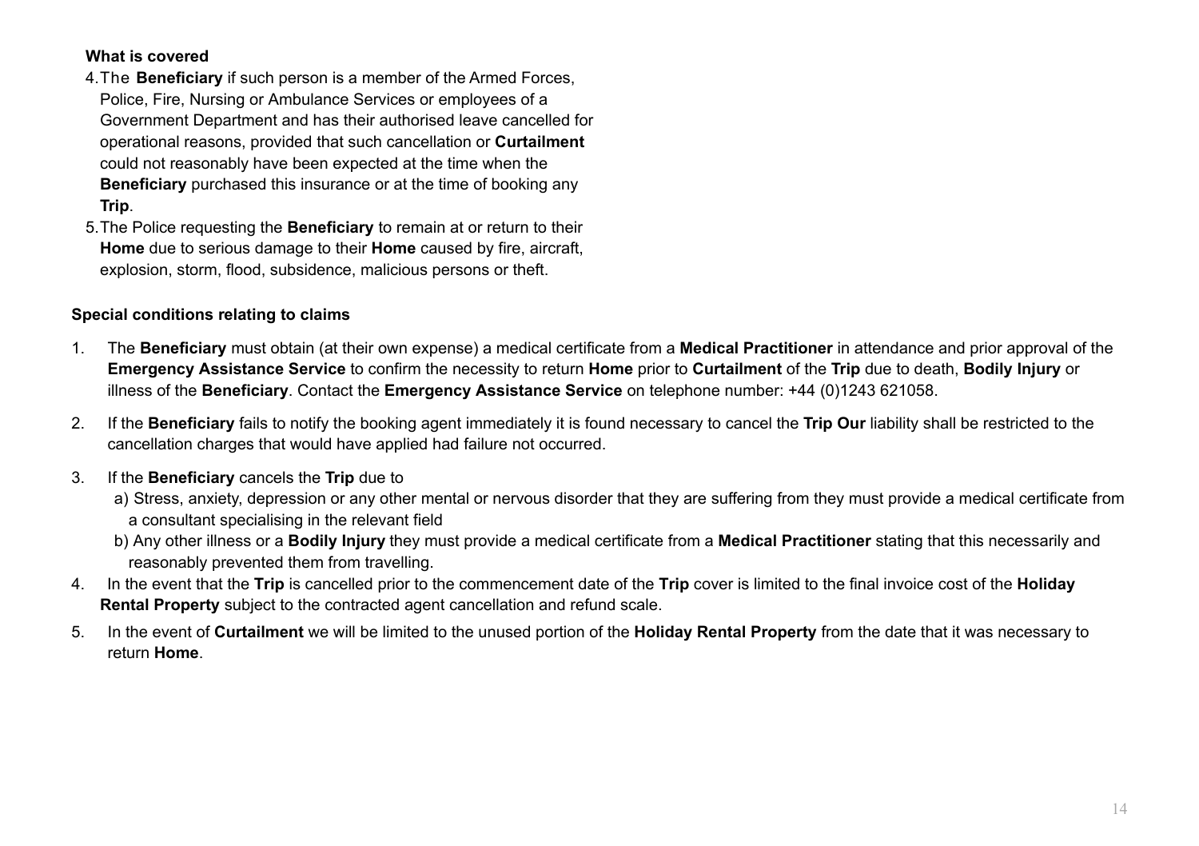**What is covered**

4. The **Beneficiary** if such person is a member of the Armed Forces, Police, Fire, Nursing or Ambulance Services or employees of a Government Department and has their authorised leave cancelled for operational reasons, provided that such cancellation or **Curtailment** could not reasonably have been expected at the time when the **Beneficiary** purchased this insurance or at the time of booking any **Trip**.
5. The Police requesting the **Beneficiary** to remain at or return to their **Home** due to serious damage to their **Home** caused by fire, aircraft, explosion, storm, flood, subsidence, malicious persons or theft.

**Special conditions relating to claims**

1. The **Beneficiary** must obtain (at their own expense) a medical certificate from a **Medical Practitioner** in attendance and prior approval of the **Emergency Assistance Service** to confirm the necessity to return **Home** prior to **Curtailment** of the **Trip** due to death, **Bodily Injury** or illness of the **Beneficiary**. Contact the **Emergency Assistance Service** on telephone number: +44 (0)1243 621058.
2. If the **Beneficiary** fails to notify the booking agent immediately it is found necessary to cancel the **Trip Our** liability shall be restricted to the cancellation charges that would have applied had failure not occurred.
3. If the **Beneficiary** cancels the **Trip** due to
   a) Stress, anxiety, depression or any other mental or nervous disorder that they are suffering from they must provide a medical certificate from a consultant specialising in the relevant field
   b) Any other illness or a **Bodily Injury** they must provide a medical certificate from a **Medical Practitioner** stating that this necessarily and reasonably prevented them from travelling.
4. In the event that the **Trip** is cancelled prior to the commencement date of the **Trip** cover is limited to the final invoice cost of the **Holiday Rental Property** subject to the contracted agent cancellation and refund scale.
5. In the event of **Curtailment** we will be limited to the unused portion of the **Holiday Rental Property** from the date that it was necessary to return **Home**.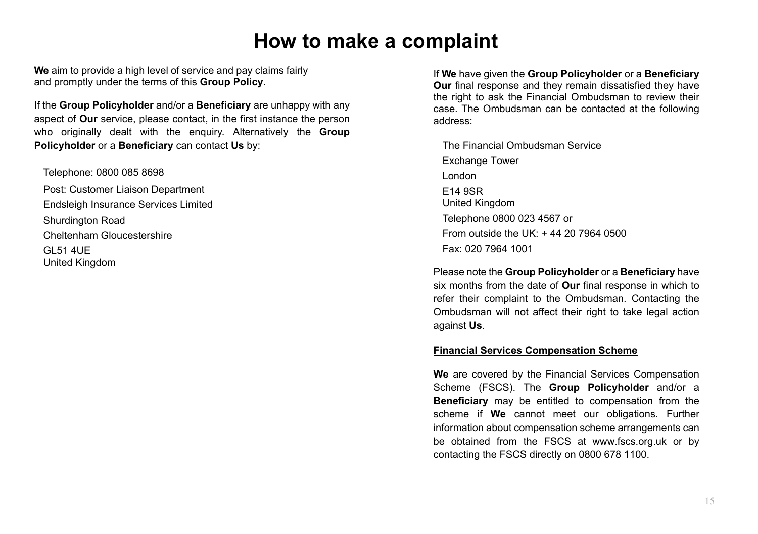# How to make a complaint

**We** aim to provide a high level of service and pay claims fairly and promptly under the terms of this **Group Policy**.

If the **Group Policyholder** and/or a **Beneficiary** are unhappy with any aspect of **Our** service, please contact, in the first instance the person who originally dealt with the enquiry. Alternatively the **Group Policyholder** or a **Beneficiary** can contact **Us** by:

Telephone: 0800 085 8698

Post: Customer Liaison Department  
Endsleigh Insurance Services Limited  
Shurdington Road  
Cheltenham Gloucestershire  
GL51 4UE  
United Kingdom

If **We** have given the **Group Policyholder** or a **Beneficiary** **Our** final response and they remain dissatisfied they have the right to ask the Financial Ombudsman to review their case. The Ombudsman can be contacted at the following address:

The Financial Ombudsman Service  
Exchange Tower  
London  
E14 9SR  
United Kingdom  
Telephone 0800 023 4567 or  
From outside the UK: + 44 20 7964 0500  
Fax: 020 7964 1001

Please note the **Group Policyholder** or a **Beneficiary** have six months from the date of **Our** final response in which to refer their complaint to the Ombudsman. Contacting the Ombudsman will not affect their right to take legal action against **Us**.

**Financial Services Compensation Scheme**

**We** are covered by the Financial Services Compensation Scheme (FSCS). The **Group Policyholder** and/or a **Beneficiary** may be entitled to compensation from the scheme if **We** cannot meet our obligations. Further information about compensation scheme arrangements can be obtained from the FSCS at www.fscs.org.uk or by contacting the FSCS directly on 0800 678 1100.